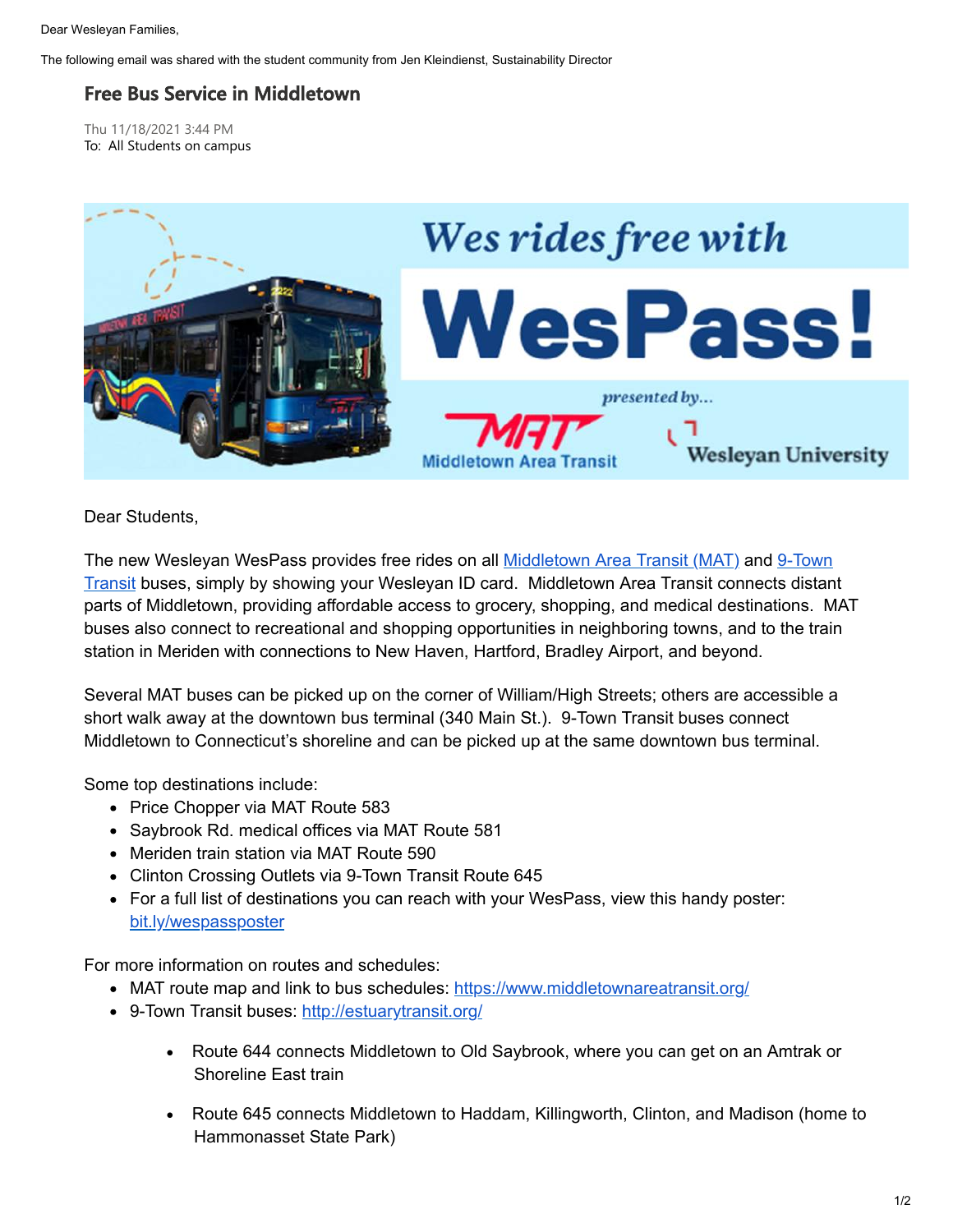Dear Wesleyan Families,

The following email was shared with the student community from Jen Kleindienst, Sustainability Director

## Free Bus Service in Middletown

Thu 11/18/2021 3:44 PM
To: All Students on campus

Wes rides free with WesPass!

presented by... Middletown Area Transit, Wesleyan University

Dear Students,

The new Wesleyan WesPass provides free rides on all Middletown Area Transit (MAT) and 9-Town Transit buses, simply by showing your Wesleyan ID card. Middletown Area Transit connects distant parts of Middletown, providing affordable access to grocery, shopping, and medical destinations. MAT buses also connect to recreational and shopping opportunities in neighboring towns, and to the train station in Meriden with connections to New Haven, Hartford, Bradley Airport, and beyond.

Several MAT buses can be picked up on the corner of William/High Streets; others are accessible a short walk away at the downtown bus terminal (340 Main St.). 9-Town Transit buses connect Middletown to Connecticut's shoreline and can be picked up at the same downtown bus terminal.

Some top destinations include:

- Price Chopper via MAT Route 583
- Saybrook Rd. medical offices via MAT Route 581
- Meriden train station via MAT Route 590
- Clinton Crossing Outlets via 9-Town Transit Route 645
- For a full list of destinations you can reach with your WesPass, view this handy poster: bit.ly/wespassposter

For more information on routes and schedules:

- MAT route map and link to bus schedules: https://www.middletownareatransit.org/
- 9-Town Transit buses: http://estuarytransit.org/
    - Route 644 connects Middletown to Old Saybrook, where you can get on an Amtrak or Shoreline East train
    - Route 645 connects Middletown to Haddam, Killingworth, Clinton, and Madison (home to Hammonasset State Park)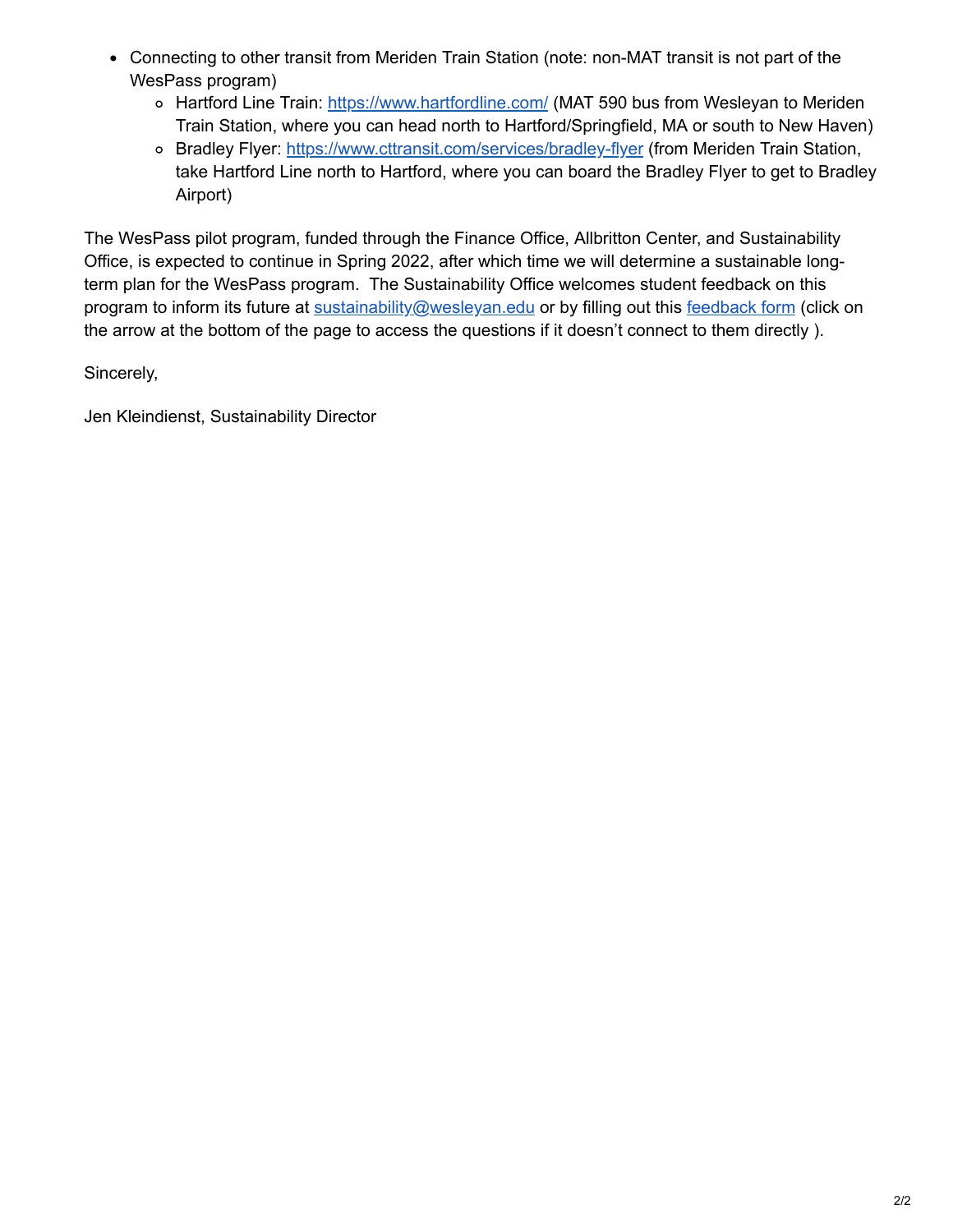- Connecting to other transit from Meriden Train Station (note: non-MAT transit is not part of the WesPass program)
  - Hartford Line Train: [https://www.hartfordline.com/](https://www.hartfordline.com/) (MAT 590 bus from Wesleyan to Meriden Train Station, where you can head north to Hartford/Springfield, MA or south to New Haven)
  - Bradley Flyer: [https://www.cttransit.com/services/bradley-flyer](https://www.cttransit.com/services/bradley-flyer) (from Meriden Train Station, take Hartford Line north to Hartford, where you can board the Bradley Flyer to get to Bradley Airport)

The WesPass pilot program, funded through the Finance Office, Allbritton Center, and Sustainability Office, is expected to continue in Spring 2022, after which time we will determine a sustainable long-term plan for the WesPass program.  The Sustainability Office welcomes student feedback on this program to inform its future at sustainability@wesleyan.edu or by filling out this feedback form (click on the arrow at the bottom of the page to access the questions if it doesn't connect to them directly ).

Sincerely,

Jen Kleindienst, Sustainability Director